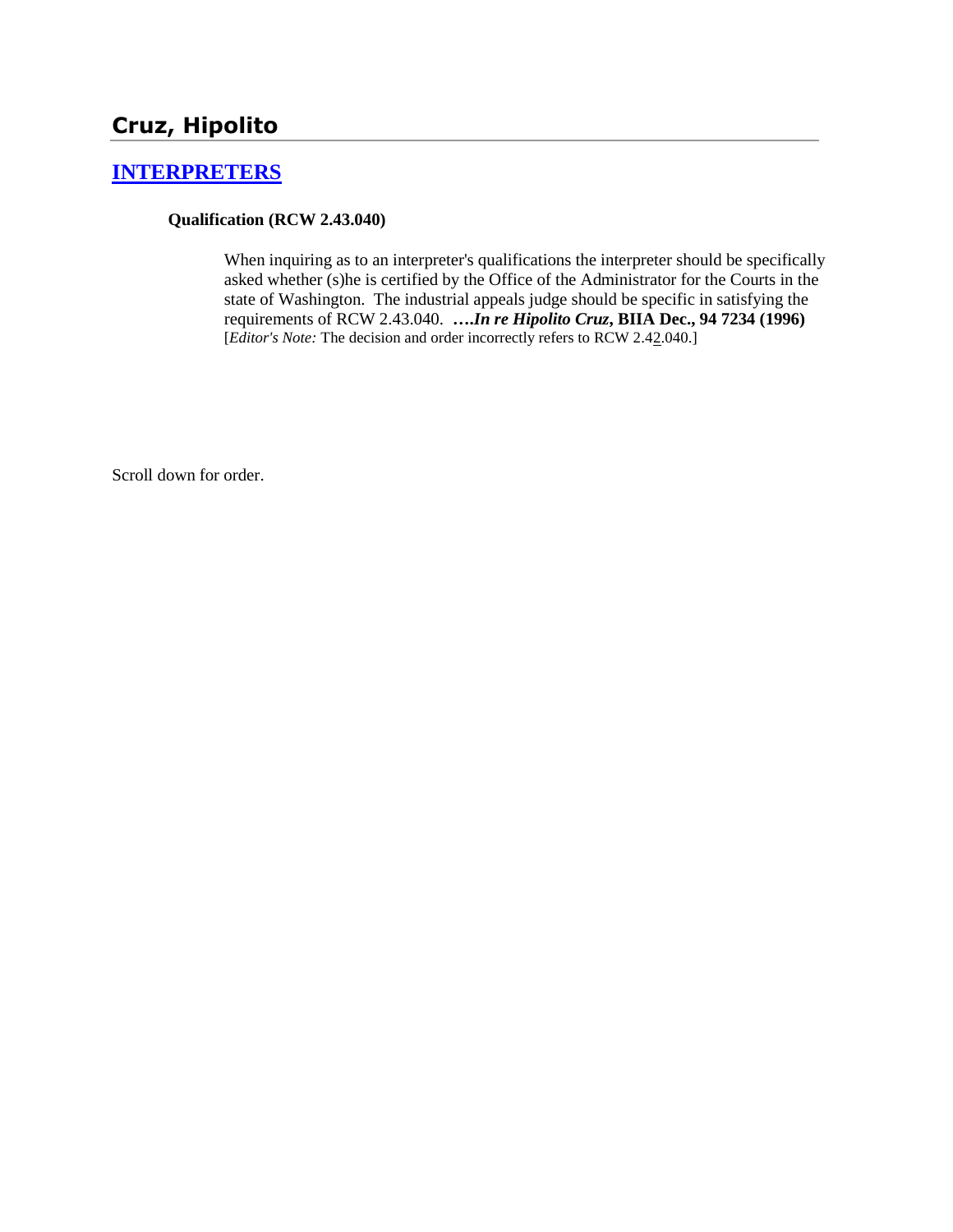## Cruz, Hipolito

### [INTERPRETERS]

**Qualification (RCW 2.43.040)**

> When inquiring as to an interpreter's qualifications the interpreter should be specifically asked whether (s)he is certified by the Office of the Administrator for the Courts in the state of Washington. The industrial appeals judge should be specific in satisfying the requirements of RCW 2.43.040. ***….In re Hipolito Cruz*, BIIA Dec., 94 7234 (1996)** [*Editor's Note:* The decision and order incorrectly refers to RCW 2.42.040.]

Scroll down for order.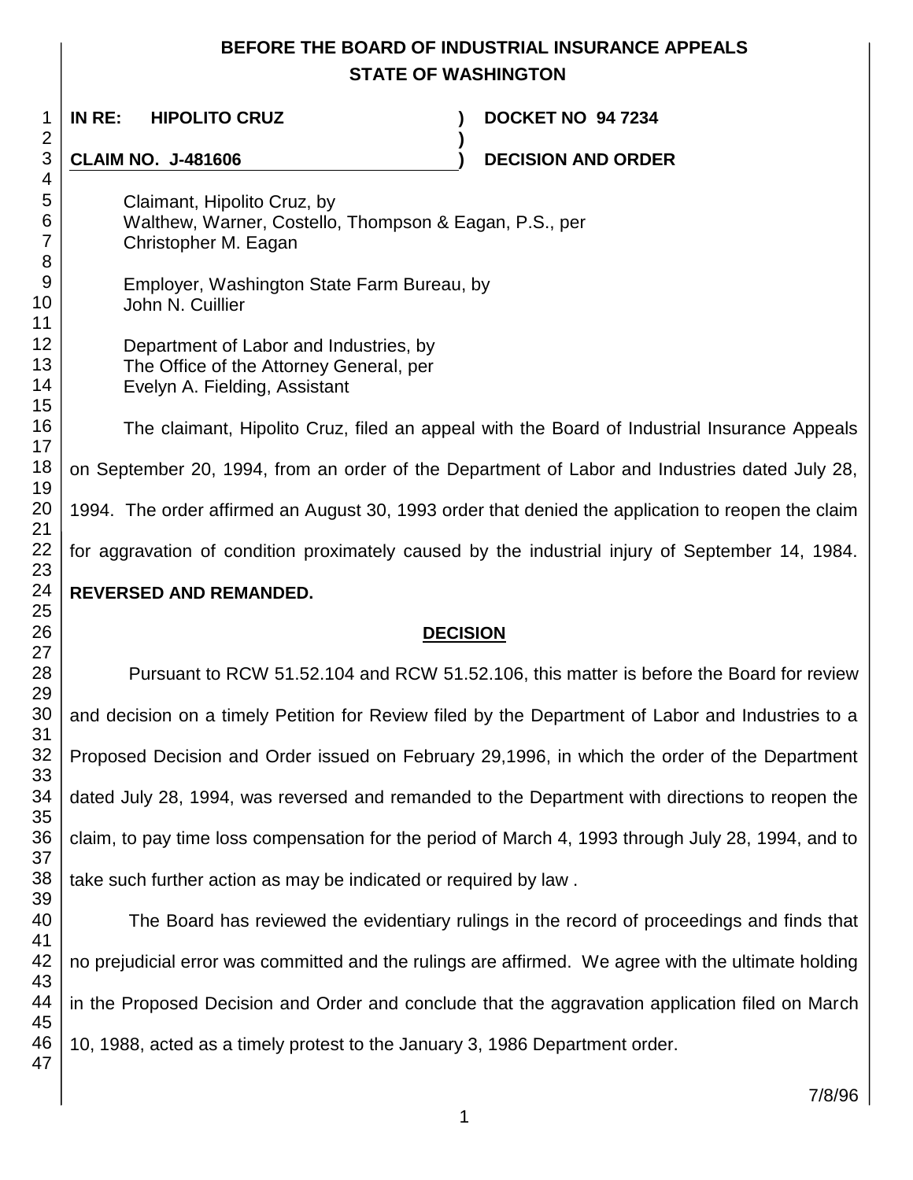# BEFORE THE BOARD OF INDUSTRIAL INSURANCE APPEALS
## STATE OF WASHINGTON

**IN RE: HIPOLITO CRUZ** ) **DOCKET NO 94 7234**

**CLAIM NO. J-481606** ) **DECISION AND ORDER**

Claimant, Hipolito Cruz, by
Walthew, Warner, Costello, Thompson & Eagan, P.S., per
Christopher M. Eagan

Employer, Washington State Farm Bureau, by
John N. Cuillier

Department of Labor and Industries, by
The Office of the Attorney General, per
Evelyn A. Fielding, Assistant

The claimant, Hipolito Cruz, filed an appeal with the Board of Industrial Insurance Appeals on September 20, 1994, from an order of the Department of Labor and Industries dated July 28, 1994. The order affirmed an August 30, 1993 order that denied the application to reopen the claim for aggravation of condition proximately caused by the industrial injury of September 14, 1984. **REVERSED AND REMANDED.**

## DECISION

Pursuant to RCW 51.52.104 and RCW 51.52.106, this matter is before the Board for review and decision on a timely Petition for Review filed by the Department of Labor and Industries to a Proposed Decision and Order issued on February 29,1996, in which the order of the Department dated July 28, 1994, was reversed and remanded to the Department with directions to reopen the claim, to pay time loss compensation for the period of March 4, 1993 through July 28, 1994, and to take such further action as may be indicated or required by law .

The Board has reviewed the evidentiary rulings in the record of proceedings and finds that no prejudicial error was committed and the rulings are affirmed. We agree with the ultimate holding in the Proposed Decision and Order and conclude that the aggravation application filed on March 10, 1988, acted as a timely protest to the January 3, 1986 Department order.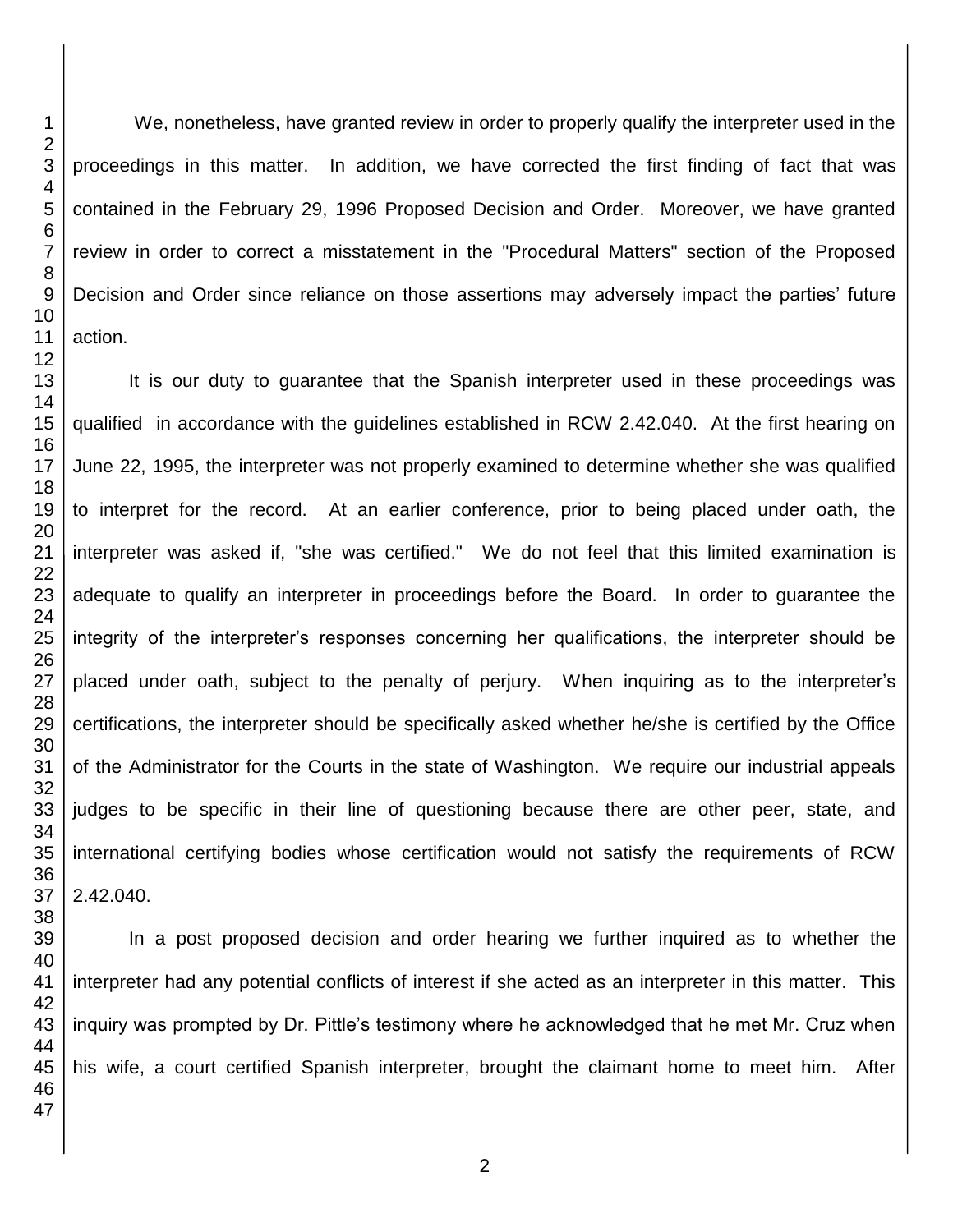We, nonetheless, have granted review in order to properly qualify the interpreter used in the proceedings in this matter. In addition, we have corrected the first finding of fact that was contained in the February 29, 1996 Proposed Decision and Order. Moreover, we have granted review in order to correct a misstatement in the "Procedural Matters" section of the Proposed Decision and Order since reliance on those assertions may adversely impact the parties' future action.

It is our duty to guarantee that the Spanish interpreter used in these proceedings was qualified in accordance with the guidelines established in RCW 2.42.040. At the first hearing on June 22, 1995, the interpreter was not properly examined to determine whether she was qualified to interpret for the record. At an earlier conference, prior to being placed under oath, the interpreter was asked if, "she was certified." We do not feel that this limited examination is adequate to qualify an interpreter in proceedings before the Board. In order to guarantee the integrity of the interpreter's responses concerning her qualifications, the interpreter should be placed under oath, subject to the penalty of perjury. When inquiring as to the interpreter's certifications, the interpreter should be specifically asked whether he/she is certified by the Office of the Administrator for the Courts in the state of Washington. We require our industrial appeals judges to be specific in their line of questioning because there are other peer, state, and international certifying bodies whose certification would not satisfy the requirements of RCW 2.42.040.

In a post proposed decision and order hearing we further inquired as to whether the interpreter had any potential conflicts of interest if she acted as an interpreter in this matter. This inquiry was prompted by Dr. Pittle's testimony where he acknowledged that he met Mr. Cruz when his wife, a court certified Spanish interpreter, brought the claimant home to meet him. After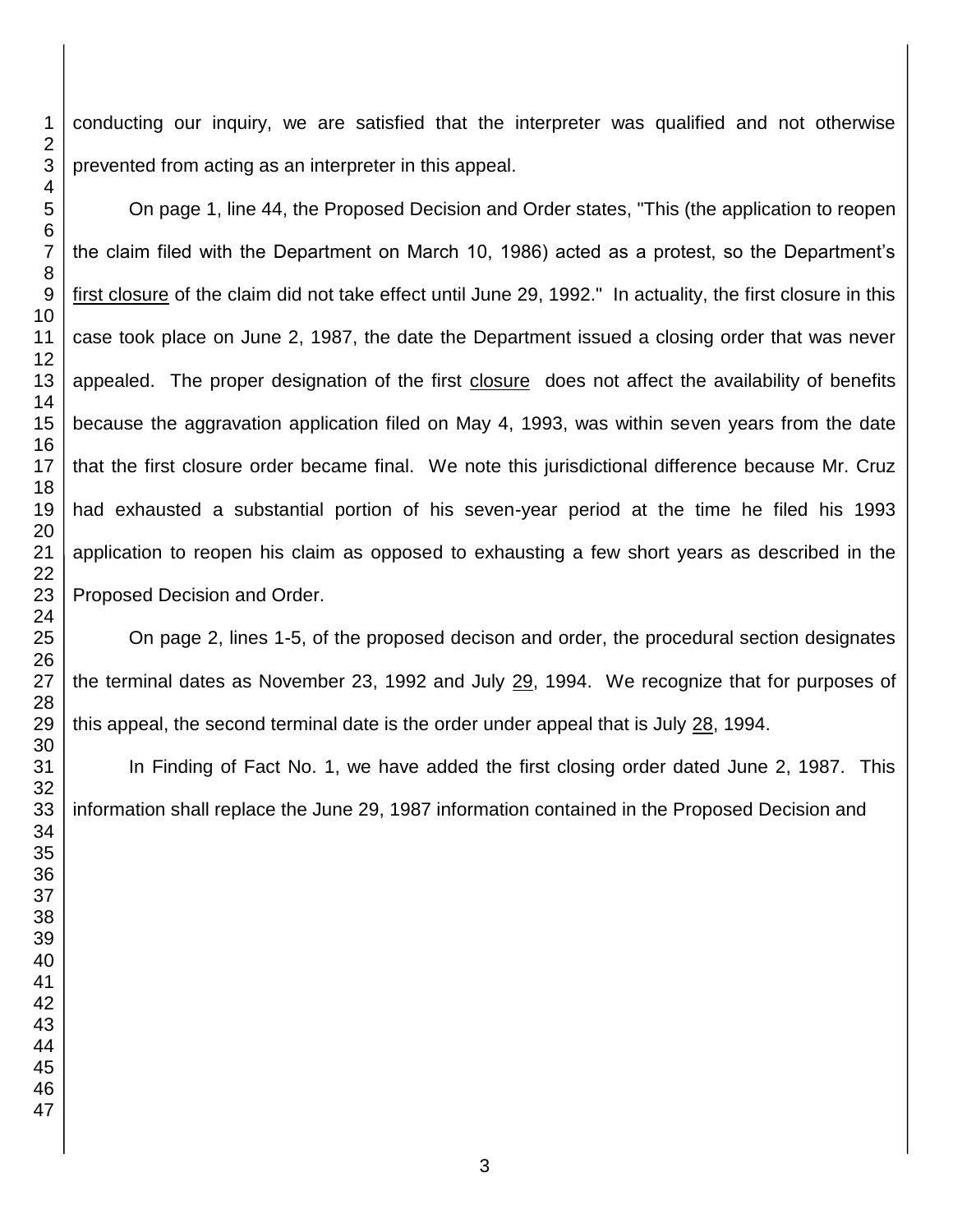conducting our inquiry, we are satisfied that the interpreter was qualified and not otherwise prevented from acting as an interpreter in this appeal.

On page 1, line 44, the Proposed Decision and Order states, "This (the application to reopen the claim filed with the Department on March 10, 1986) acted as a protest, so the Department's first closure of the claim did not take effect until June 29, 1992." In actuality, the first closure in this case took place on June 2, 1987, the date the Department issued a closing order that was never appealed. The proper designation of the first closure does not affect the availability of benefits because the aggravation application filed on May 4, 1993, was within seven years from the date that the first closure order became final. We note this jurisdictional difference because Mr. Cruz had exhausted a substantial portion of his seven-year period at the time he filed his 1993 application to reopen his claim as opposed to exhausting a few short years as described in the Proposed Decision and Order.

On page 2, lines 1-5, of the proposed decison and order, the procedural section designates the terminal dates as November 23, 1992 and July 29, 1994. We recognize that for purposes of this appeal, the second terminal date is the order under appeal that is July 28, 1994.

In Finding of Fact No. 1, we have added the first closing order dated June 2, 1987. This information shall replace the June 29, 1987 information contained in the Proposed Decision and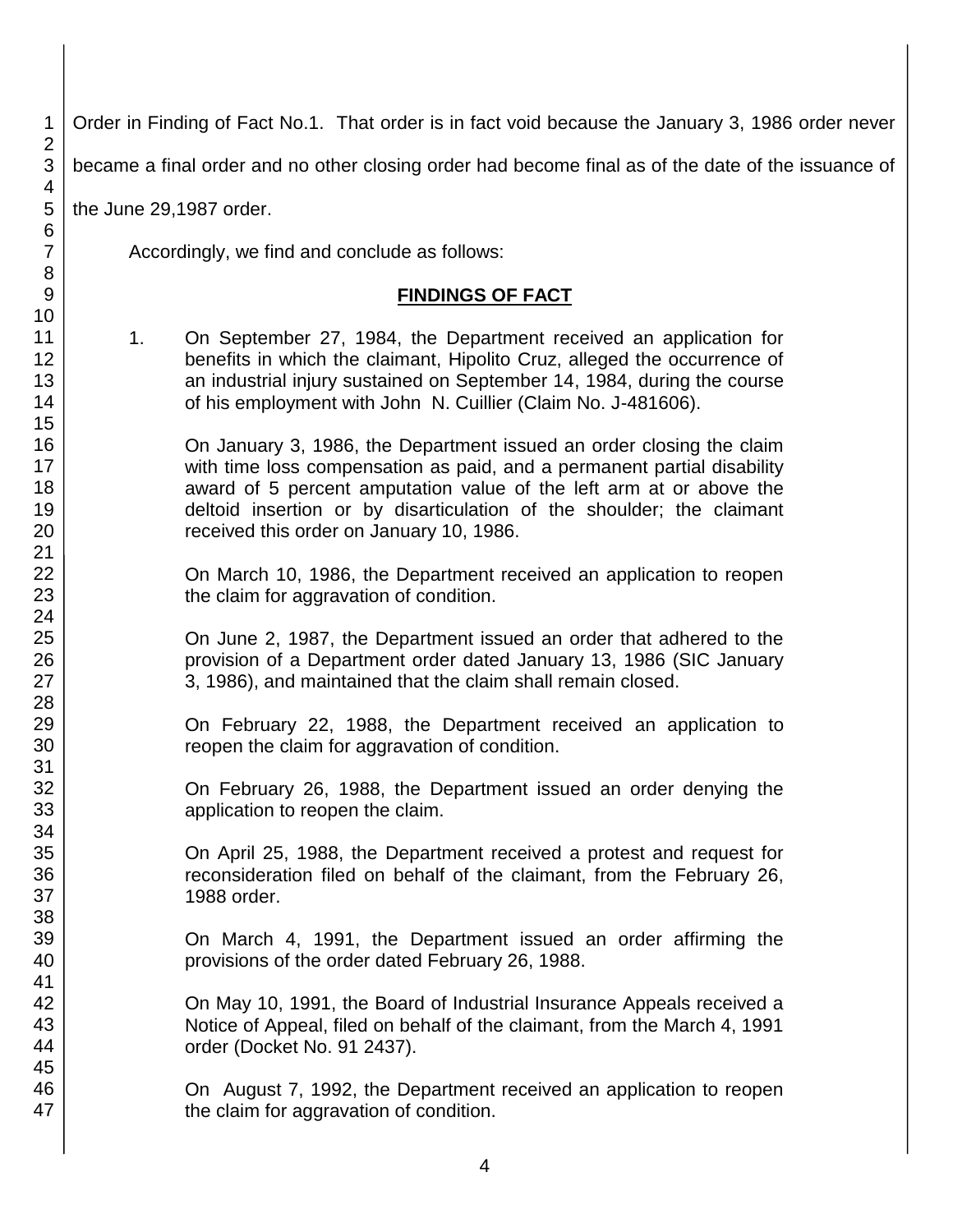Order in Finding of Fact No.1. That order is in fact void because the January 3, 1986 order never became a final order and no other closing order had become final as of the date of the issuance of the June 29,1987 order.

Accordingly, we find and conclude as follows:

## FINDINGS OF FACT

1. On September 27, 1984, the Department received an application for benefits in which the claimant, Hipolito Cruz, alleged the occurrence of an industrial injury sustained on September 14, 1984, during the course of his employment with John N. Cuillier (Claim No. J-481606).

   On January 3, 1986, the Department issued an order closing the claim with time loss compensation as paid, and a permanent partial disability award of 5 percent amputation value of the left arm at or above the deltoid insertion or by disarticulation of the shoulder; the claimant received this order on January 10, 1986.

   On March 10, 1986, the Department received an application to reopen the claim for aggravation of condition.

   On June 2, 1987, the Department issued an order that adhered to the provision of a Department order dated January 13, 1986 (SIC January 3, 1986), and maintained that the claim shall remain closed.

   On February 22, 1988, the Department received an application to reopen the claim for aggravation of condition.

   On February 26, 1988, the Department issued an order denying the application to reopen the claim.

   On April 25, 1988, the Department received a protest and request for reconsideration filed on behalf of the claimant, from the February 26, 1988 order.

   On March 4, 1991, the Department issued an order affirming the provisions of the order dated February 26, 1988.

   On May 10, 1991, the Board of Industrial Insurance Appeals received a Notice of Appeal, filed on behalf of the claimant, from the March 4, 1991 order (Docket No. 91 2437).

   On August 7, 1992, the Department received an application to reopen the claim for aggravation of condition.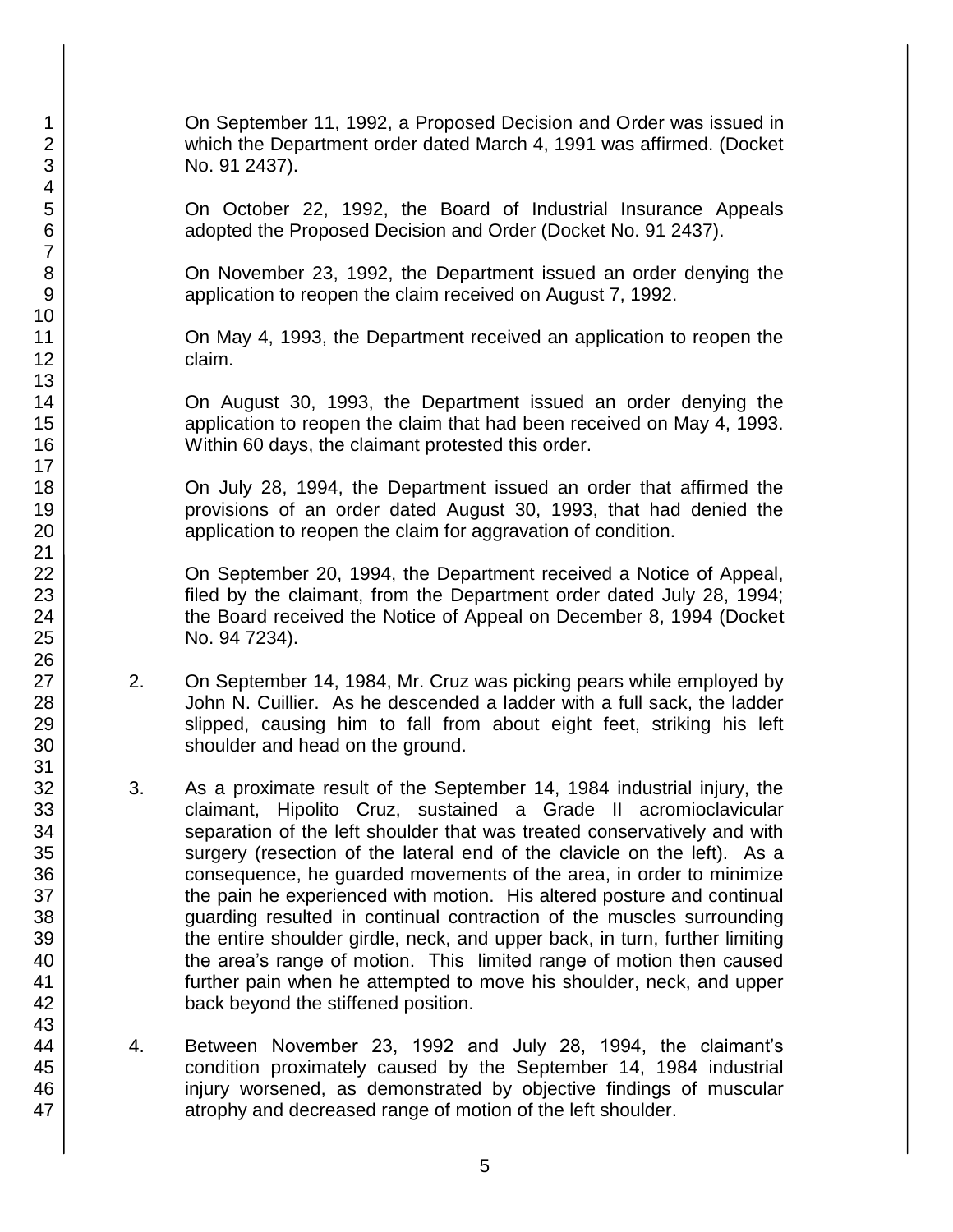On September 11, 1992, a Proposed Decision and Order was issued in which the Department order dated March 4, 1991 was affirmed. (Docket No. 91 2437).

On October 22, 1992, the Board of Industrial Insurance Appeals adopted the Proposed Decision and Order (Docket No. 91 2437).

On November 23, 1992, the Department issued an order denying the application to reopen the claim received on August 7, 1992.

On May 4, 1993, the Department received an application to reopen the claim.

On August 30, 1993, the Department issued an order denying the application to reopen the claim that had been received on May 4, 1993. Within 60 days, the claimant protested this order.

On July 28, 1994, the Department issued an order that affirmed the provisions of an order dated August 30, 1993, that had denied the application to reopen the claim for aggravation of condition.

On September 20, 1994, the Department received a Notice of Appeal, filed by the claimant, from the Department order dated July 28, 1994; the Board received the Notice of Appeal on December 8, 1994 (Docket No. 94 7234).

2. On September 14, 1984, Mr. Cruz was picking pears while employed by John N. Cuillier. As he descended a ladder with a full sack, the ladder slipped, causing him to fall from about eight feet, striking his left shoulder and head on the ground.

3. As a proximate result of the September 14, 1984 industrial injury, the claimant, Hipolito Cruz, sustained a Grade II acromioclavicular separation of the left shoulder that was treated conservatively and with surgery (resection of the lateral end of the clavicle on the left). As a consequence, he guarded movements of the area, in order to minimize the pain he experienced with motion. His altered posture and continual guarding resulted in continual contraction of the muscles surrounding the entire shoulder girdle, neck, and upper back, in turn, further limiting the area's range of motion. This limited range of motion then caused further pain when he attempted to move his shoulder, neck, and upper back beyond the stiffened position.

4. Between November 23, 1992 and July 28, 1994, the claimant's condition proximately caused by the September 14, 1984 industrial injury worsened, as demonstrated by objective findings of muscular atrophy and decreased range of motion of the left shoulder.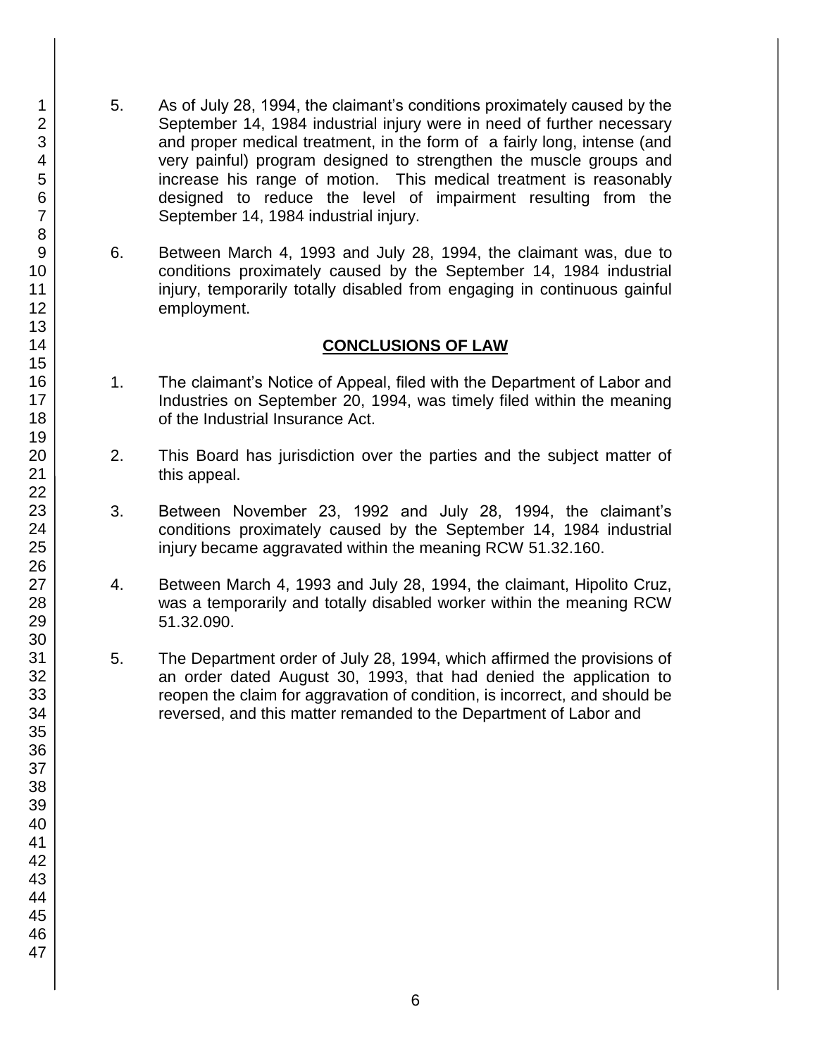5. As of July 28, 1994, the claimant's conditions proximately caused by the September 14, 1984 industrial injury were in need of further necessary and proper medical treatment, in the form of a fairly long, intense (and very painful) program designed to strengthen the muscle groups and increase his range of motion. This medical treatment is reasonably designed to reduce the level of impairment resulting from the September 14, 1984 industrial injury.

6. Between March 4, 1993 and July 28, 1994, the claimant was, due to conditions proximately caused by the September 14, 1984 industrial injury, temporarily totally disabled from engaging in continuous gainful employment.

## CONCLUSIONS OF LAW

1. The claimant's Notice of Appeal, filed with the Department of Labor and Industries on September 20, 1994, was timely filed within the meaning of the Industrial Insurance Act.

2. This Board has jurisdiction over the parties and the subject matter of this appeal.

3. Between November 23, 1992 and July 28, 1994, the claimant's conditions proximately caused by the September 14, 1984 industrial injury became aggravated within the meaning RCW 51.32.160.

4. Between March 4, 1993 and July 28, 1994, the claimant, Hipolito Cruz, was a temporarily and totally disabled worker within the meaning RCW 51.32.090.

5. The Department order of July 28, 1994, which affirmed the provisions of an order dated August 30, 1993, that had denied the application to reopen the claim for aggravation of condition, is incorrect, and should be reversed, and this matter remanded to the Department of Labor and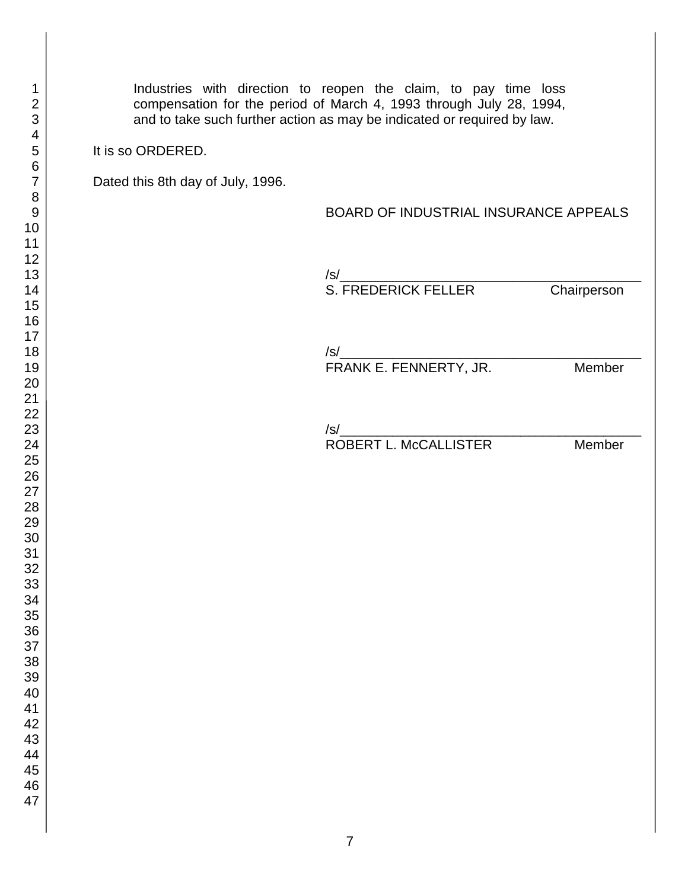Industries with direction to reopen the claim, to pay time loss compensation for the period of March 4, 1993 through July 28, 1994, and to take such further action as may be indicated or required by law.

It is so ORDERED.

Dated this 8th day of July, 1996.

BOARD OF INDUSTRIAL INSURANCE APPEALS

/s/
S. FREDERICK FELLER Chairperson

/s/
FRANK E. FENNERTY, JR. Member

/s/
ROBERT L. McCALLISTER Member